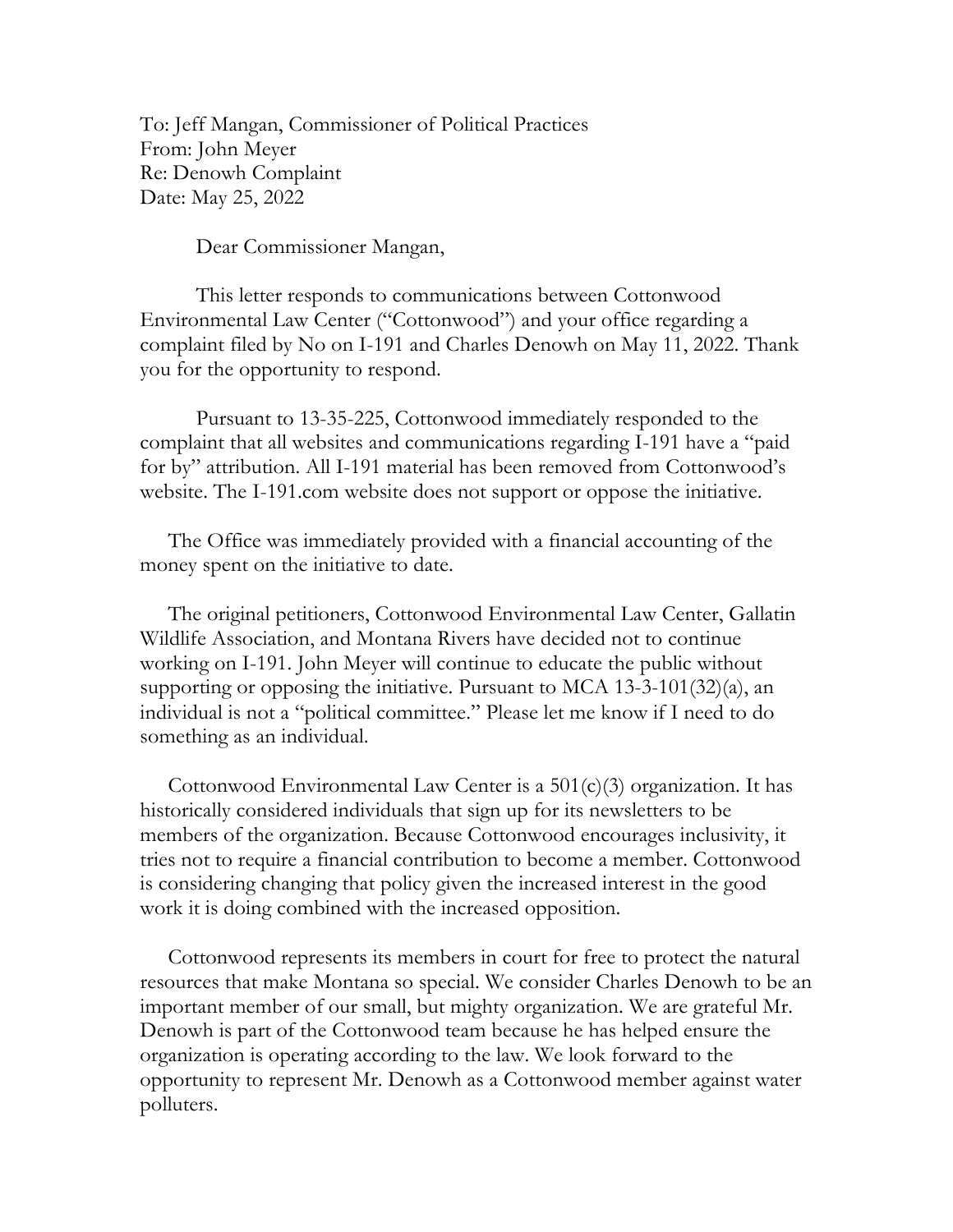To: Jeff Mangan, Commissioner of Political Practices
From: John Meyer
Re: Denowh Complaint
Date: May 25, 2022

Dear Commissioner Mangan,

This letter responds to communications between Cottonwood Environmental Law Center ("Cottonwood") and your office regarding a complaint filed by No on I-191 and Charles Denowh on May 11, 2022. Thank you for the opportunity to respond.

Pursuant to 13-35-225, Cottonwood immediately responded to the complaint that all websites and communications regarding I-191 have a "paid for by" attribution. All I-191 material has been removed from Cottonwood's website. The I-191.com website does not support or oppose the initiative.

The Office was immediately provided with a financial accounting of the money spent on the initiative to date.

The original petitioners, Cottonwood Environmental Law Center, Gallatin Wildlife Association, and Montana Rivers have decided not to continue working on I-191. John Meyer will continue to educate the public without supporting or opposing the initiative. Pursuant to MCA 13-3-101(32)(a), an individual is not a "political committee." Please let me know if I need to do something as an individual.

Cottonwood Environmental Law Center is a 501(c)(3) organization. It has historically considered individuals that sign up for its newsletters to be members of the organization. Because Cottonwood encourages inclusivity, it tries not to require a financial contribution to become a member. Cottonwood is considering changing that policy given the increased interest in the good work it is doing combined with the increased opposition.

Cottonwood represents its members in court for free to protect the natural resources that make Montana so special. We consider Charles Denowh to be an important member of our small, but mighty organization. We are grateful Mr. Denowh is part of the Cottonwood team because he has helped ensure the organization is operating according to the law. We look forward to the opportunity to represent Mr. Denowh as a Cottonwood member against water polluters.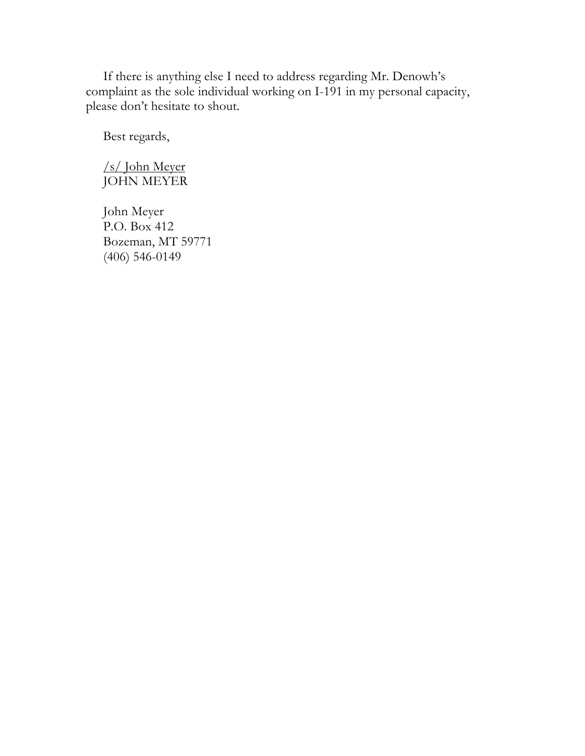If there is anything else I need to address regarding Mr. Denowh's complaint as the sole individual working on I-191 in my personal capacity, please don't hesitate to shout.

Best regards,

/s/ John Meyer
JOHN MEYER

John Meyer
P.O. Box 412
Bozeman, MT 59771
(406) 546-0149